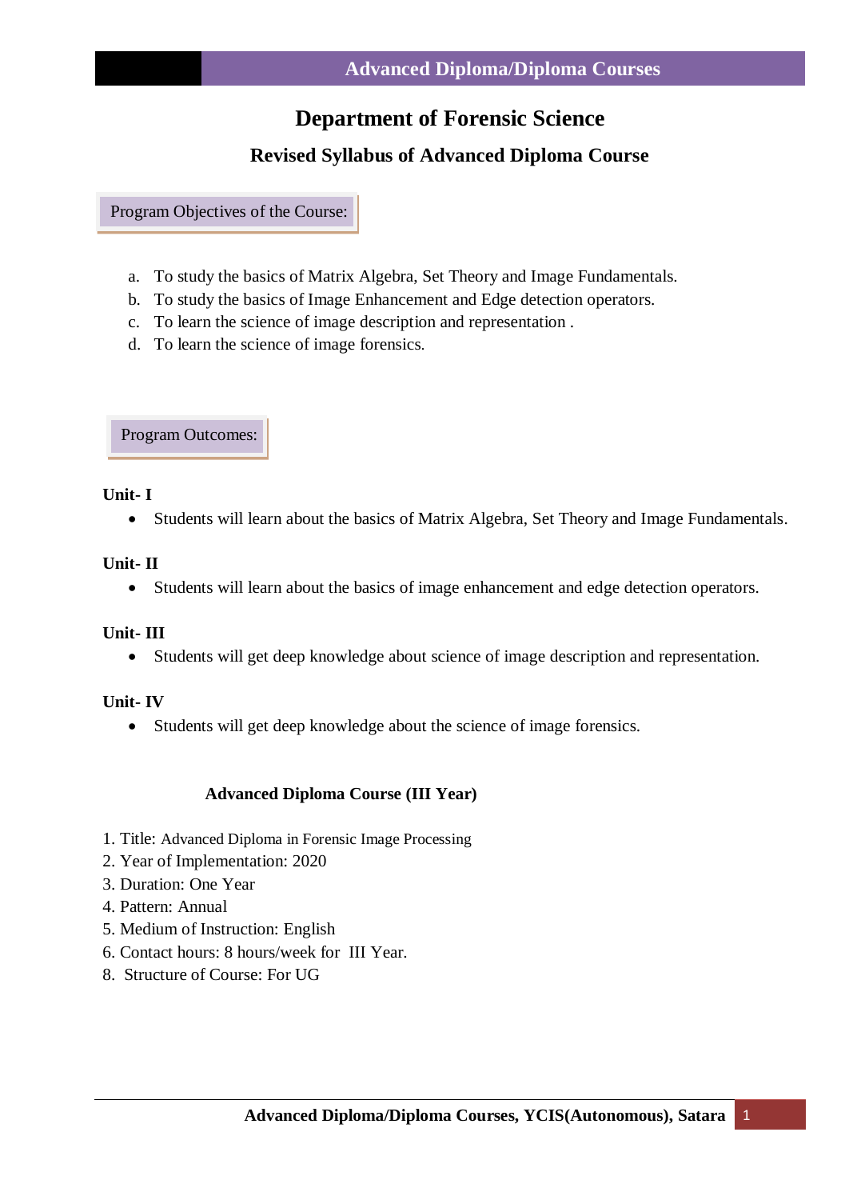# Department of Forensic Science

## Revised Syllabus of Advanced Diploma Course

### Program Objectives of the Course:

a. To study the basics of Matrix Algebra, Set Theory and Image Fundamentals.
b. To study the basics of Image Enhancement and Edge detection operators.
c. To learn the science of image description and representation .
d. To learn the science of image forensics.

### Program Outcomes:

**Unit- I**

- Students will learn about the basics of Matrix Algebra, Set Theory and Image Fundamentals.

**Unit- II**

- Students will learn about the basics of image enhancement and edge detection operators.

**Unit- III**

- Students will get deep knowledge about science of image description and representation.

**Unit- IV**

- Students will get deep knowledge about the science of image forensics.

**Advanced Diploma Course (III Year)**

1. Title: Advanced Diploma in Forensic Image Processing
2. Year of Implementation: 2020
3. Duration: One Year
4. Pattern: Annual
5. Medium of Instruction: English
6. Contact hours: 8 hours/week for III Year.
8. Structure of Course: For UG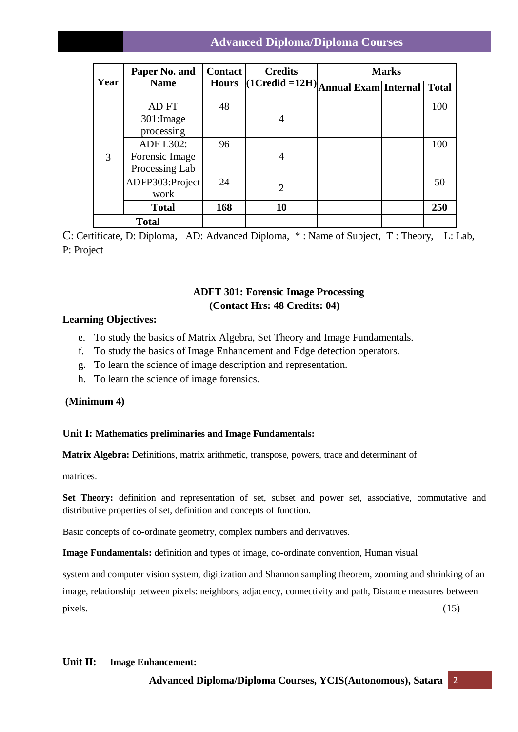| Year | Paper No. and Name | Contact Hours | Credits (1Credid =12H) | Marks | | |
|---|---|---|---|---|---|---|
| | | | | Annual Exam | Internal | Total |
| 3 | AD FT 301:Image processing | 48 | 4 | | | 100 |
| | ADF L302: Forensic Image Processing Lab | 96 | 4 | | | 100 |
| | ADFP303:Project work | 24 | 2 | | | 50 |
| | **Total** | **168** | **10** | | | **250** |
| **Total** | | | | | | |

C: Certificate, D: Diploma, AD: Advanced Diploma, * : Name of Subject, T : Theory, L: Lab, P: Project

**ADFT 301: Forensic Image Processing**
**(Contact Hrs: 48 Credits: 04)**

**Learning Objectives:**

e. To study the basics of Matrix Algebra, Set Theory and Image Fundamentals.
f. To study the basics of Image Enhancement and Edge detection operators.
g. To learn the science of image description and representation.
h. To learn the science of image forensics.

**(Minimum 4)**

**Unit I: Mathematics preliminaries and Image Fundamentals:**

**Matrix Algebra:** Definitions, matrix arithmetic, transpose, powers, trace and determinant of matrices.

**Set Theory:** definition and representation of set, subset and power set, associative, commutative and distributive properties of set, definition and concepts of function.

Basic concepts of co-ordinate geometry, complex numbers and derivatives.

**Image Fundamentals:** definition and types of image, co-ordinate convention, Human visual system and computer vision system, digitization and Shannon sampling theorem, zooming and shrinking of an image, relationship between pixels: neighbors, adjacency, connectivity and path, Distance measures between pixels. (15)

**Unit II: Image Enhancement:**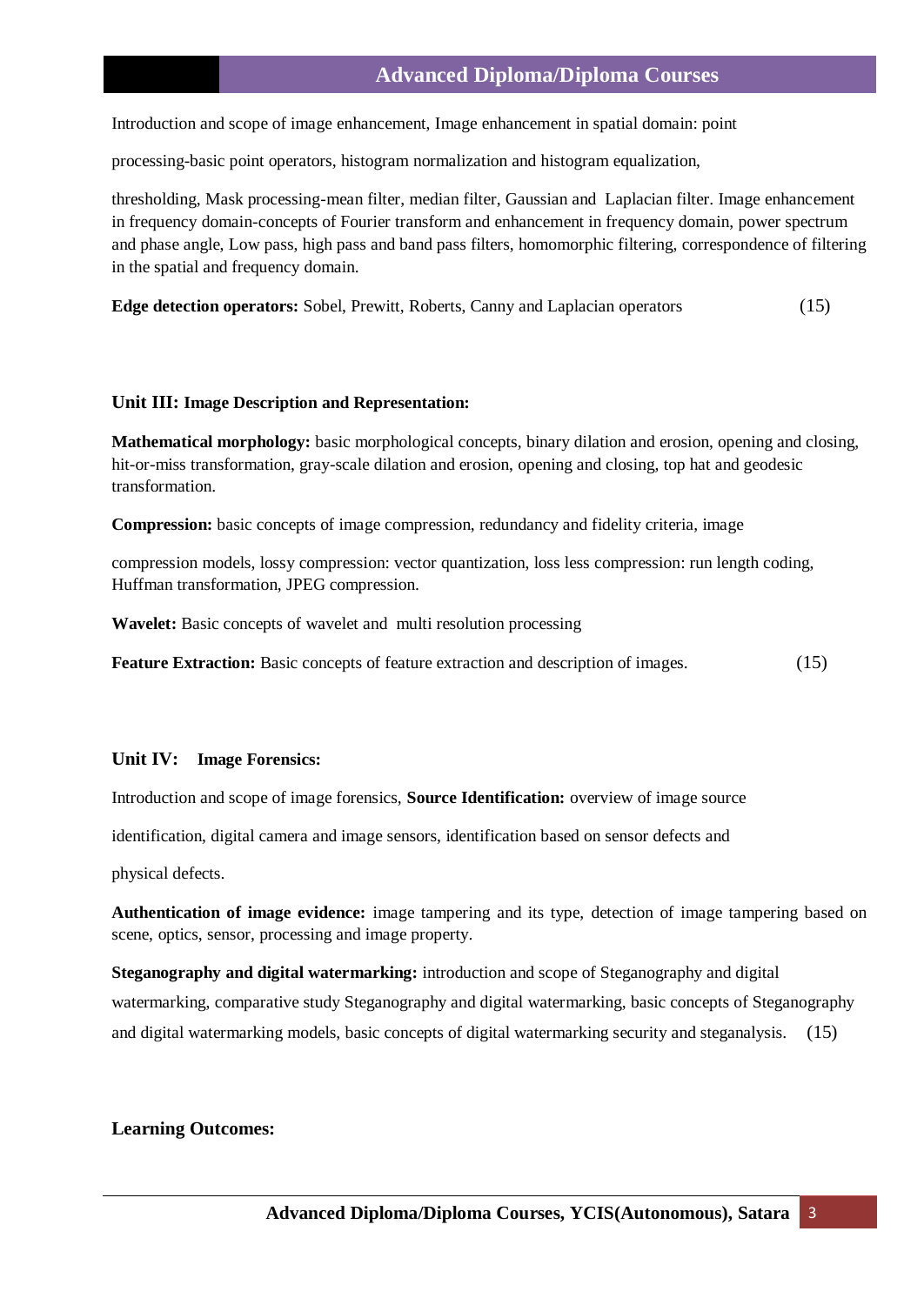Introduction and scope of image enhancement, Image enhancement in spatial domain: point

processing-basic point operators, histogram normalization and histogram equalization,

thresholding, Mask processing-mean filter, median filter, Gaussian and Laplacian filter. Image enhancement in frequency domain-concepts of Fourier transform and enhancement in frequency domain, power spectrum and phase angle, Low pass, high pass and band pass filters, homomorphic filtering, correspondence of filtering in the spatial and frequency domain.

**Edge detection operators:** Sobel, Prewitt, Roberts, Canny and Laplacian operators (15)

### Unit III: Image Description and Representation:

**Mathematical morphology:** basic morphological concepts, binary dilation and erosion, opening and closing, hit-or-miss transformation, gray-scale dilation and erosion, opening and closing, top hat and geodesic transformation.

**Compression:** basic concepts of image compression, redundancy and fidelity criteria, image

compression models, lossy compression: vector quantization, loss less compression: run length coding, Huffman transformation, JPEG compression.

**Wavelet:** Basic concepts of wavelet and multi resolution processing

**Feature Extraction:** Basic concepts of feature extraction and description of images. (15)

### Unit IV: Image Forensics:

Introduction and scope of image forensics, **Source Identification:** overview of image source

identification, digital camera and image sensors, identification based on sensor defects and

physical defects.

**Authentication of image evidence:** image tampering and its type, detection of image tampering based on scene, optics, sensor, processing and image property.

**Steganography and digital watermarking:** introduction and scope of Steganography and digital watermarking, comparative study Steganography and digital watermarking, basic concepts of Steganography and digital watermarking models, basic concepts of digital watermarking security and steganalysis. (15)

### Learning Outcomes: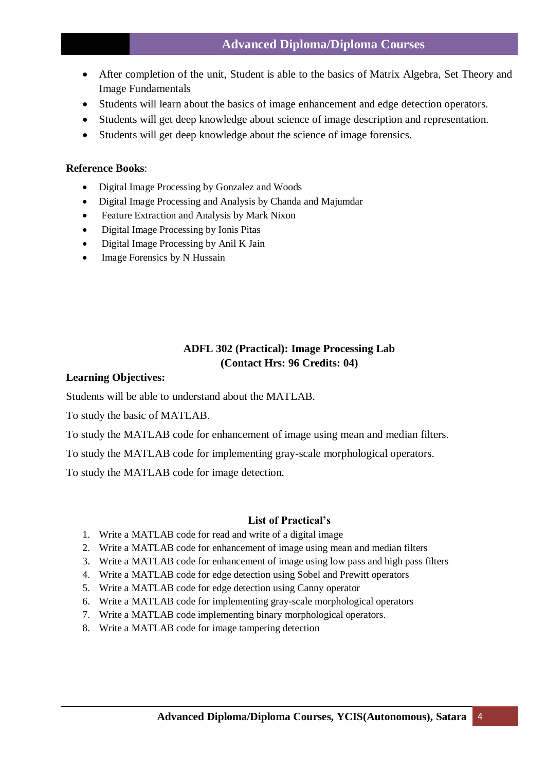- After completion of the unit, Student is able to the basics of Matrix Algebra, Set Theory and Image Fundamentals
- Students will learn about the basics of image enhancement and edge detection operators.
- Students will get deep knowledge about science of image description and representation.
- Students will get deep knowledge about the science of image forensics.

**Reference Books**:

- Digital Image Processing by Gonzalez and Woods
- Digital Image Processing and Analysis by Chanda and Majumdar
- Feature Extraction and Analysis by Mark Nixon
- Digital Image Processing by Ionis Pitas
- Digital Image Processing by Anil K Jain
- Image Forensics by N Hussain

## ADFL 302 (Practical): Image Processing Lab
### (Contact Hrs: 96 Credits: 04)

**Learning Objectives:**

Students will be able to understand about the MATLAB.

To study the basic of MATLAB.

To study the MATLAB code for enhancement of image using mean and median filters.

To study the MATLAB code for implementing gray-scale morphological operators.

To study the MATLAB code for image detection.

### List of Practical's

1. Write a MATLAB code for read and write of a digital image
2. Write a MATLAB code for enhancement of image using mean and median filters
3. Write a MATLAB code for enhancement of image using low pass and high pass filters
4. Write a MATLAB code for edge detection using Sobel and Prewitt operators
5. Write a MATLAB code for edge detection using Canny operator
6. Write a MATLAB code for implementing gray-scale morphological operators
7. Write a MATLAB code implementing binary morphological operators.
8. Write a MATLAB code for image tampering detection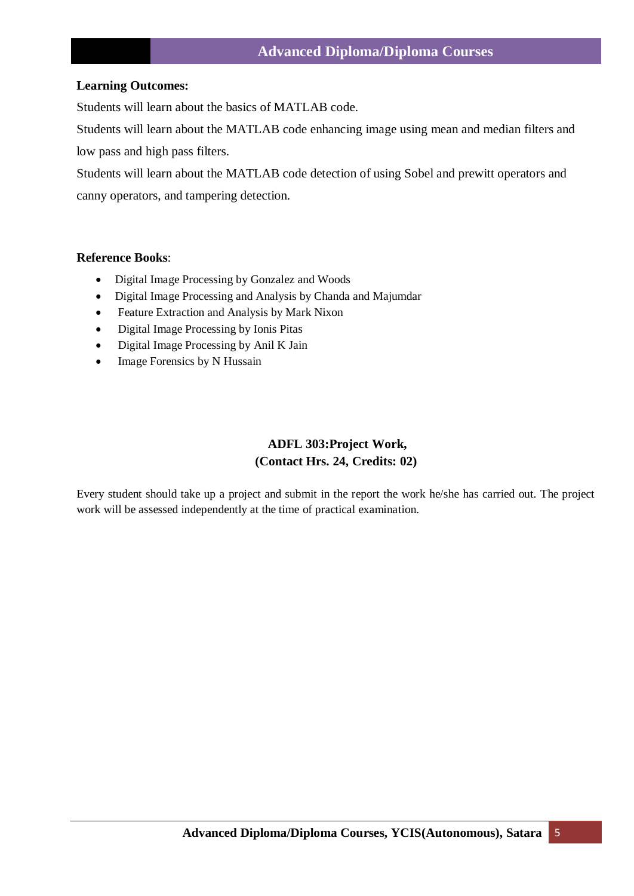**Learning Outcomes:**

Students will learn about the basics of MATLAB code.

Students will learn about the MATLAB code enhancing image using mean and median filters and low pass and high pass filters.

Students will learn about the MATLAB code detection of using Sobel and prewitt operators and canny operators, and tampering detection.

**Reference Books**:

- Digital Image Processing by Gonzalez and Woods
- Digital Image Processing and Analysis by Chanda and Majumdar
- Feature Extraction and Analysis by Mark Nixon
- Digital Image Processing by Ionis Pitas
- Digital Image Processing by Anil K Jain
- Image Forensics by N Hussain

### ADFL 303:Project Work,
### (Contact Hrs. 24, Credits: 02)

Every student should take up a project and submit in the report the work he/she has carried out. The project work will be assessed independently at the time of practical examination.